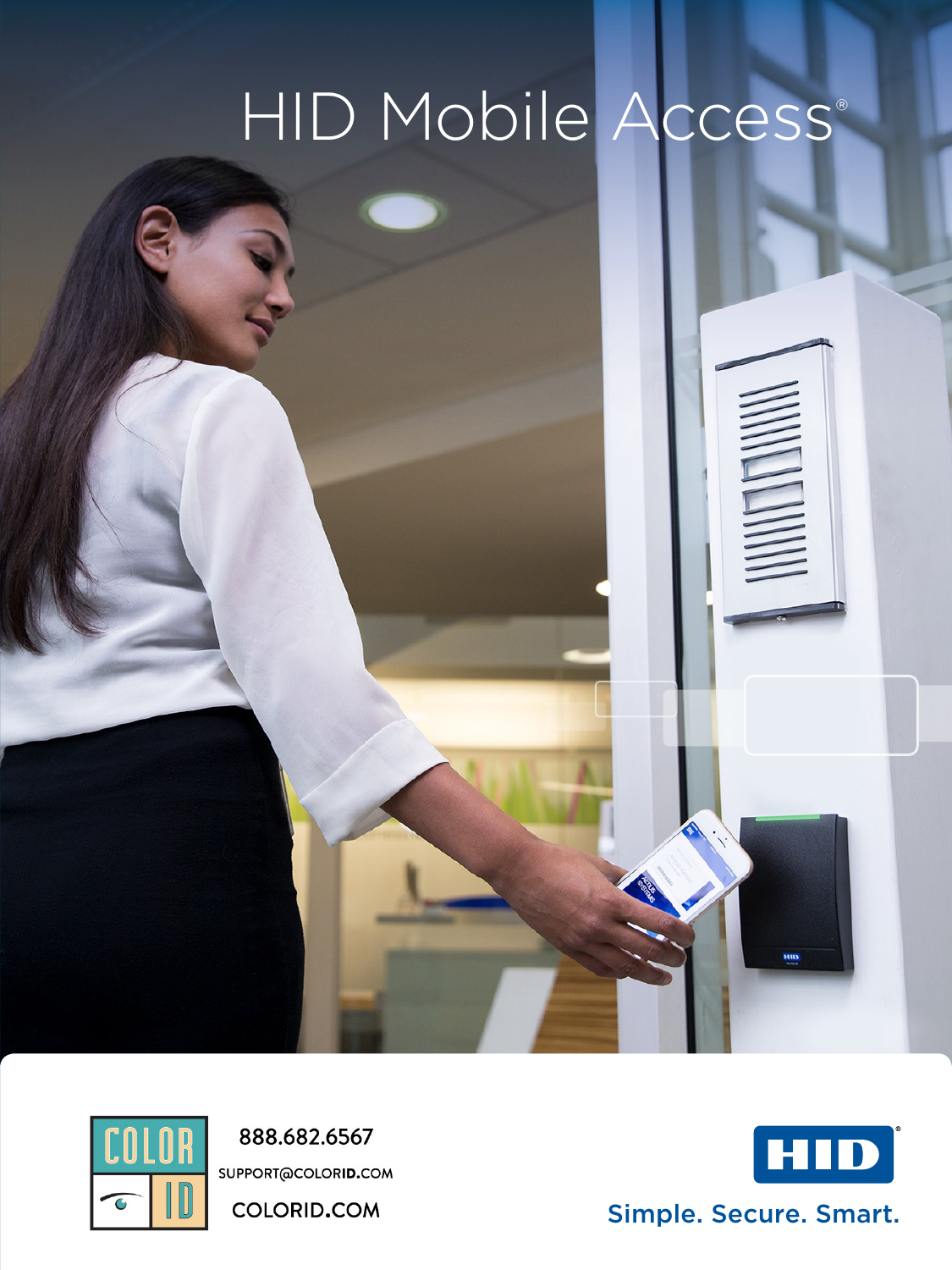# HID Mobile Access®

888.682.6567

SUPPORT@COLORID.COM

COLORID.COM

Simple. Secure. Smart.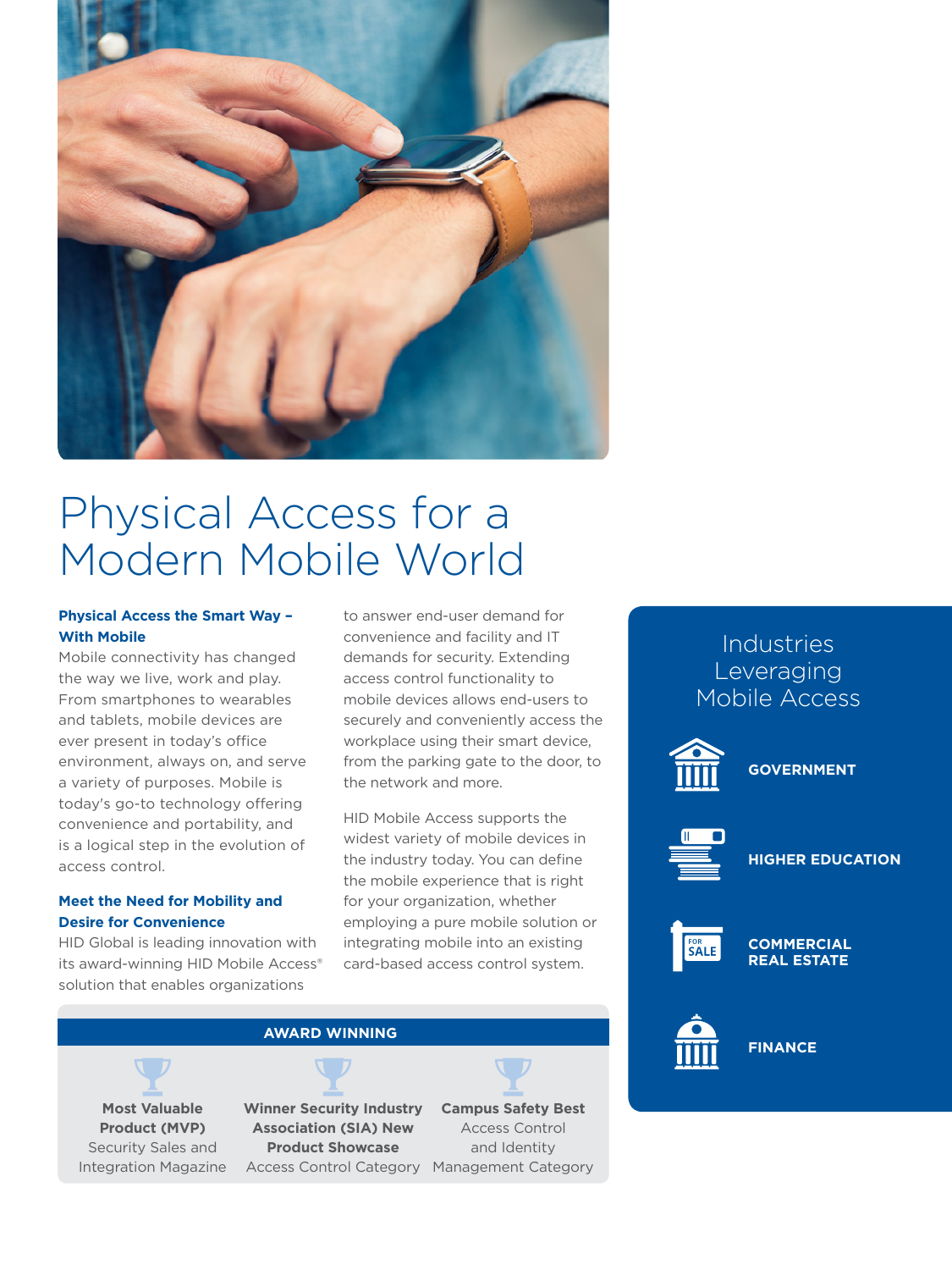# Physical Access for a Modern Mobile World

### Physical Access the Smart Way – With Mobile

Mobile connectivity has changed the way we live, work and play. From smartphones to wearables and tablets, mobile devices are ever present in today's office environment, always on, and serve a variety of purposes. Mobile is today's go-to technology offering convenience and portability, and is a logical step in the evolution of access control.

### Meet the Need for Mobility and Desire for Convenience

HID Global is leading innovation with its award-winning HID Mobile Access® solution that enables organizations to answer end-user demand for convenience and facility and IT demands for security. Extending access control functionality to mobile devices allows end-users to securely and conveniently access the workplace using their smart device, from the parking gate to the door, to the network and more.

HID Mobile Access supports the widest variety of mobile devices in the industry today. You can define the mobile experience that is right for your organization, whether employing a pure mobile solution or integrating mobile into an existing card-based access control system.

## AWARD WINNING

- **Most Valuable Product (MVP)** Security Sales and Integration Magazine
- **Winner Security Industry Association (SIA) New Product Showcase** Access Control Category
- **Campus Safety Best** Access Control and Identity Management Category

## Industries Leveraging Mobile Access

- **GOVERNMENT**
- **HIGHER EDUCATION**
- **COMMERCIAL REAL ESTATE**
- **FINANCE**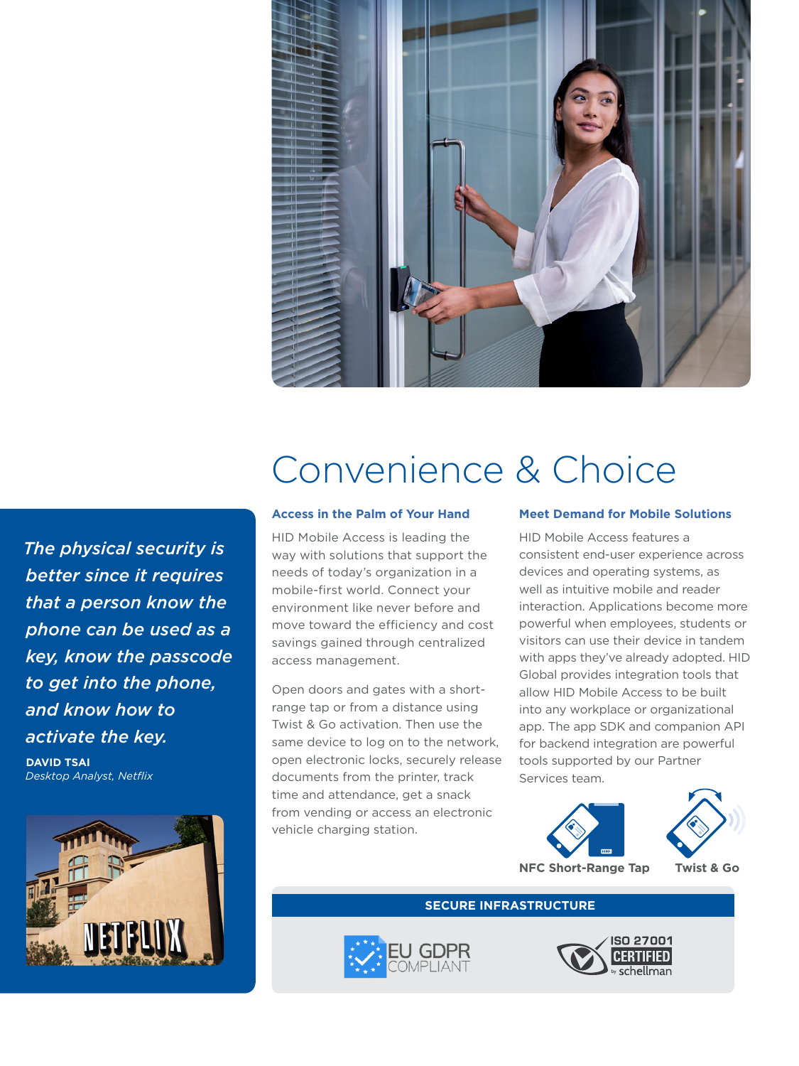# Convenience & Choice

> *The physical security is better since it requires that a person know the phone can be used as a key, know the passcode to get into the phone, and know how to activate the key.*
>
> **DAVID TSAI**
> *Desktop Analyst, Netflix*

### Access in the Palm of Your Hand

HID Mobile Access is leading the way with solutions that support the needs of today's organization in a mobile-first world. Connect your environment like never before and move toward the efficiency and cost savings gained through centralized access management.

Open doors and gates with a short-range tap or from a distance using Twist & Go activation. Then use the same device to log on to the network, open electronic locks, securely release documents from the printer, track time and attendance, get a snack from vending or access an electronic vehicle charging station.

### Meet Demand for Mobile Solutions

HID Mobile Access features a consistent end-user experience across devices and operating systems, as well as intuitive mobile and reader interaction. Applications become more powerful when employees, students or visitors can use their device in tandem with apps they've already adopted. HID Global provides integration tools that allow HID Mobile Access to be built into any workplace or organizational app. The app SDK and companion API for backend integration are powerful tools supported by our Partner Services team.

NFC Short-Range Tap

Twist & Go

**SECURE INFRASTRUCTURE**

EU GDPR COMPLIANT

ISO 27001 CERTIFIED by schellman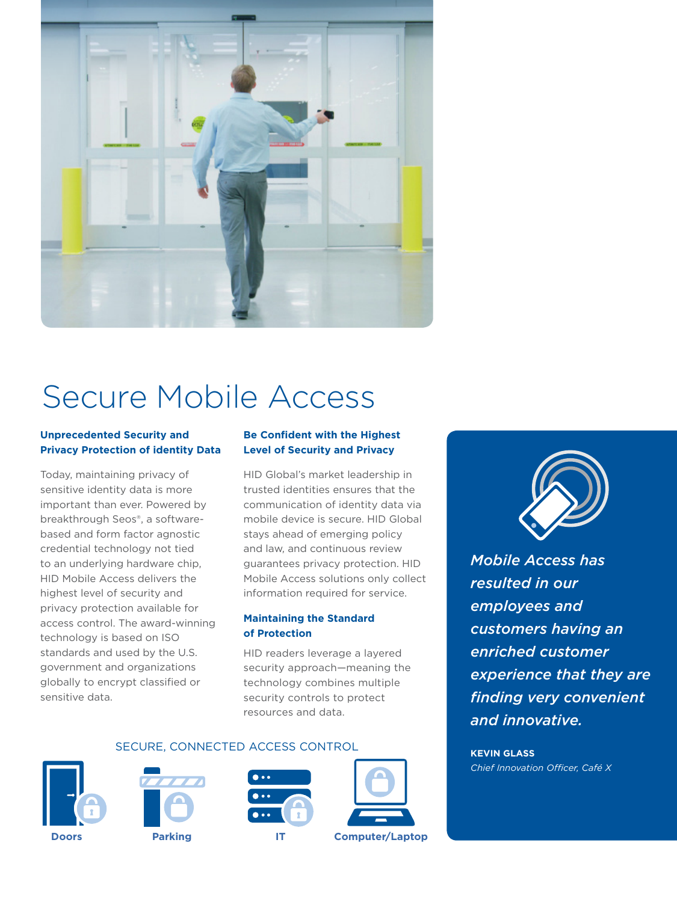# Secure Mobile Access

### Unprecedented Security and Privacy Protection of identity Data

Today, maintaining privacy of sensitive identity data is more important than ever. Powered by breakthrough Seos®, a software-based and form factor agnostic credential technology not tied to an underlying hardware chip, HID Mobile Access delivers the highest level of security and privacy protection available for access control. The award-winning technology is based on ISO standards and used by the U.S. government and organizations globally to encrypt classified or sensitive data.

### Be Confident with the Highest Level of Security and Privacy

HID Global's market leadership in trusted identities ensures that the communication of identity data via mobile device is secure. HID Global stays ahead of emerging policy and law, and continuous review guarantees privacy protection. HID Mobile Access solutions only collect information required for service.

### Maintaining the Standard of Protection

HID readers leverage a layered security approach—meaning the technology combines multiple security controls to protect resources and data.

SECURE, CONNECTED ACCESS CONTROL

**Doors** | **Parking** | **IT** | **Computer/Laptop**

***Mobile Access has resulted in our employees and customers having an enriched customer experience that they are finding very convenient and innovative.***

**KEVIN GLASS**
*Chief Innovation Officer, Café X*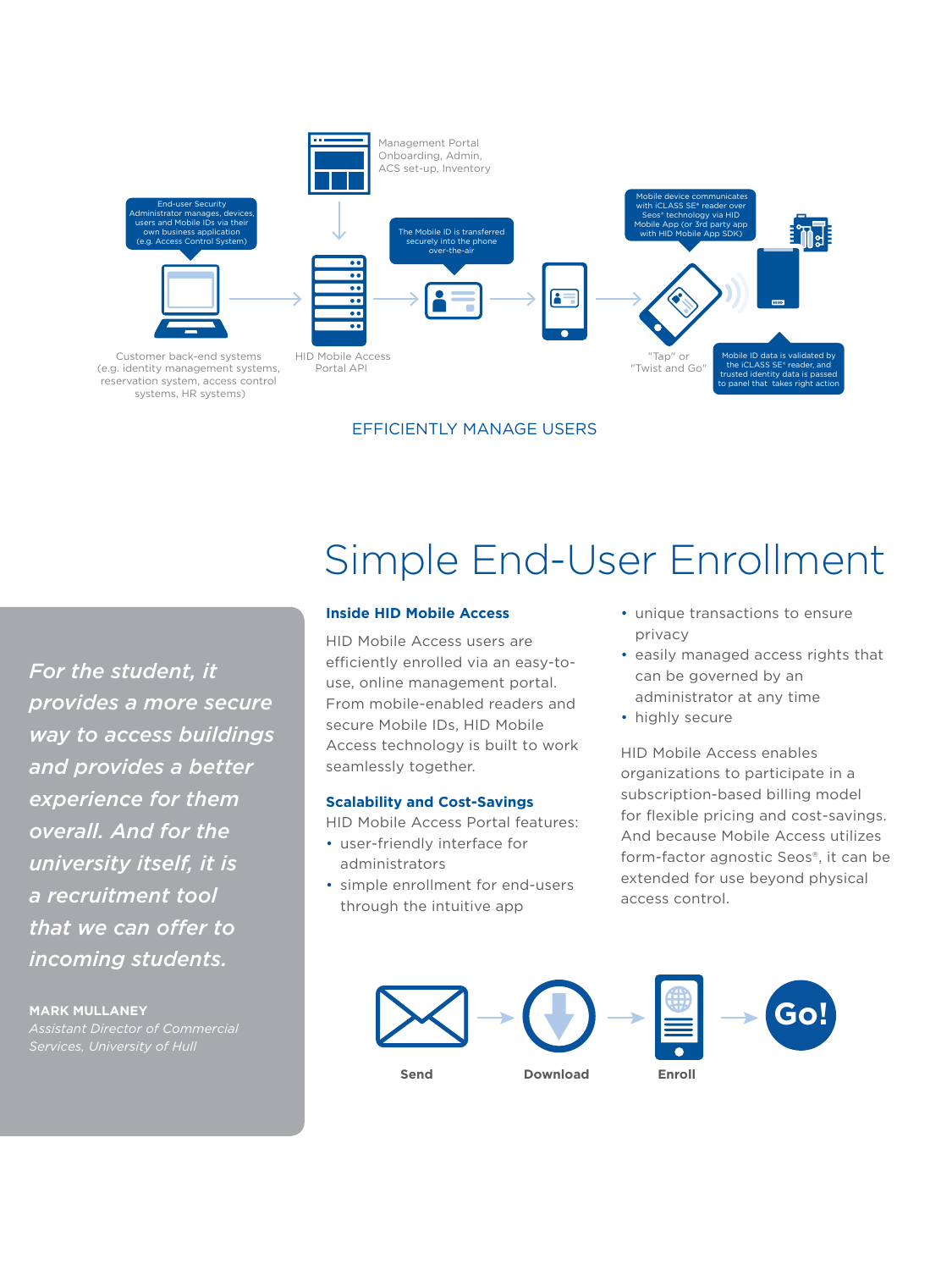Management Portal
Onboarding, Admin,
ACS set-up, Inventory

End-user Security Administrator manages, devices, users and Mobile IDs via their own business application (e.g. Access Control System)

The Mobile ID is transferred securely into the phone over-the-air

Mobile device communicates with iCLASS SE® reader over Seos® technology via HID Mobile App (or 3rd party app with HID Mobile App SDK)

Customer back-end systems (e.g. identity management systems, reservation system, access control systems, HR systems)

HID Mobile Access Portal API

"Tap" or "Twist and Go"

Mobile ID data is validated by the iCLASS SE® reader, and trusted identity data is passed to panel that takes right action

EFFICIENTLY MANAGE USERS

# Simple End-User Enrollment

*For the student, it provides a more secure way to access buildings and provides a better experience for them overall. And for the university itself, it is a recruitment tool that we can offer to incoming students.*

**MARK MULLANEY**
*Assistant Director of Commercial Services, University of Hull*

### Inside HID Mobile Access

HID Mobile Access users are efficiently enrolled via an easy-to-use, online management portal. From mobile-enabled readers and secure Mobile IDs, HID Mobile Access technology is built to work seamlessly together.

### Scalability and Cost-Savings

HID Mobile Access Portal features:

- user-friendly interface for administrators
- simple enrollment for end-users through the intuitive app
- unique transactions to ensure privacy
- easily managed access rights that can be governed by an administrator at any time
- highly secure

HID Mobile Access enables organizations to participate in a subscription-based billing model for flexible pricing and cost-savings. And because Mobile Access utilizes form-factor agnostic Seos®, it can be extended for use beyond physical access control.

Send → Download → Enroll → Go!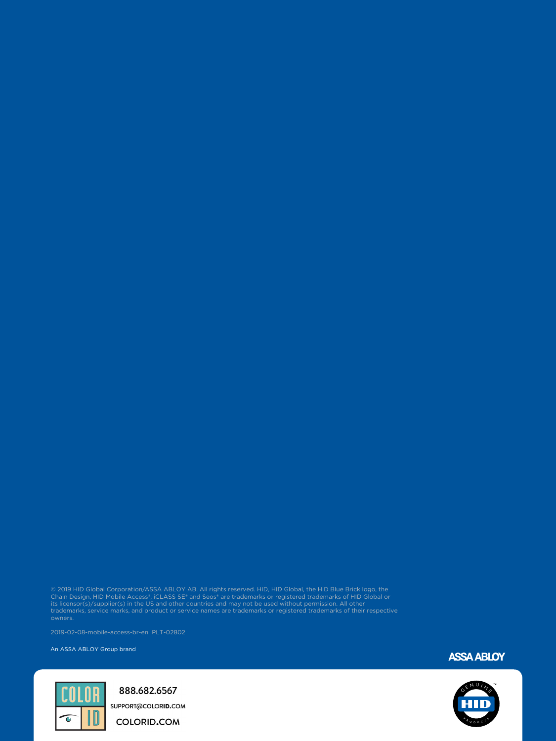© 2019 HID Global Corporation/ASSA ABLOY AB. All rights reserved. HID, HID Global, the HID Blue Brick logo, the Chain Design, HID Mobile Access®, iCLASS SE® and Seos® are trademarks or registered trademarks of HID Global or its licensor(s)/supplier(s) in the US and other countries and may not be used without permission. All other trademarks, service marks, and product or service names are trademarks or registered trademarks of their respective owners.

2019-02-08-mobile-access-br-en PLT-02802

An ASSA ABLOY Group brand

ASSA ABLOY

888.682.6567

SUPPORT@COLORID.COM

COLORID.COM